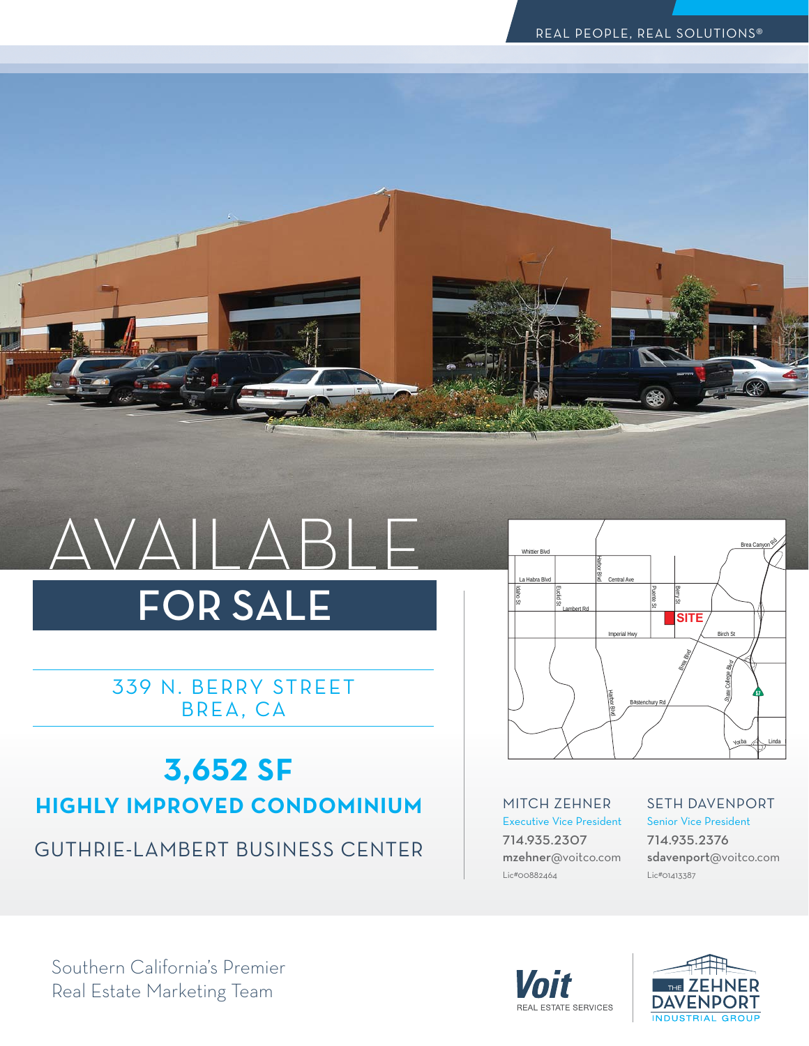REAL PEOPLE, REAL SOLUTIONS®

# AVAILABLE

# FOR SALE

## 339 N. BERRY STREET
## BREA, CA

## 3,652 SF

### HIGHLY IMPROVED CONDOMINIUM

### GUTHRIE-LAMBERT BUSINESS CENTER

**MITCH ZEHNER**
Executive Vice President
714.935.2307
mzehner@voitco.com
Lic#00882464

**SETH DAVENPORT**
Senior Vice President
714.935.2376
sdavenport@voitco.com
Lic#01413387

Southern California's Premier Real Estate Marketing Team

Voit REAL ESTATE SERVICES

THE ZEHNER DAVENPORT INDUSTRIAL GROUP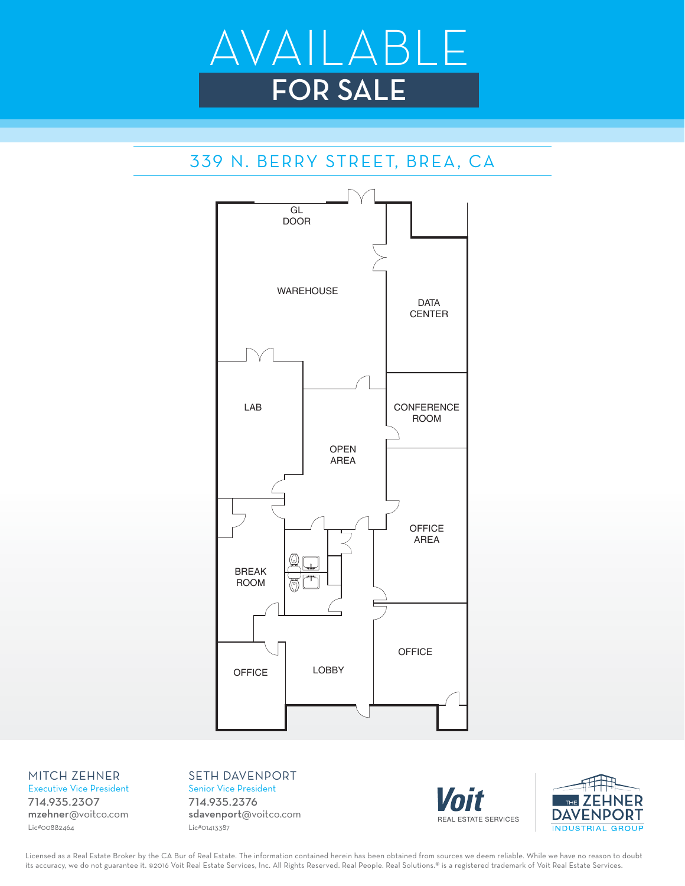# AVAILABLE

## FOR SALE

## 339 N. BERRY STREET, BREA, CA

GL DOOR

WAREHOUSE

DATA CENTER

LAB

CONFERENCE ROOM

OPEN AREA

OFFICE AREA

BREAK ROOM

OFFICE

LOBBY

OFFICE

MITCH ZEHNER
Executive Vice President
714.935.2307
**mzehner**@voitco.com
Lic#00882464

SETH DAVENPORT
Senior Vice President
714.935.2376
**sdavenport**@voitco.com
Lic#01413387

Voit REAL ESTATE SERVICES

THE ZEHNER DAVENPORT INDUSTRIAL GROUP

Licensed as a Real Estate Broker by the CA Bur of Real Estate. The information contained herein has been obtained from sources we deem reliable. While we have no reason to doubt its accuracy, we do not guarantee it. ©2016 Voit Real Estate Services, Inc. All Rights Reserved. Real People. Real Solutions.® is a registered trademark of Voit Real Estate Services.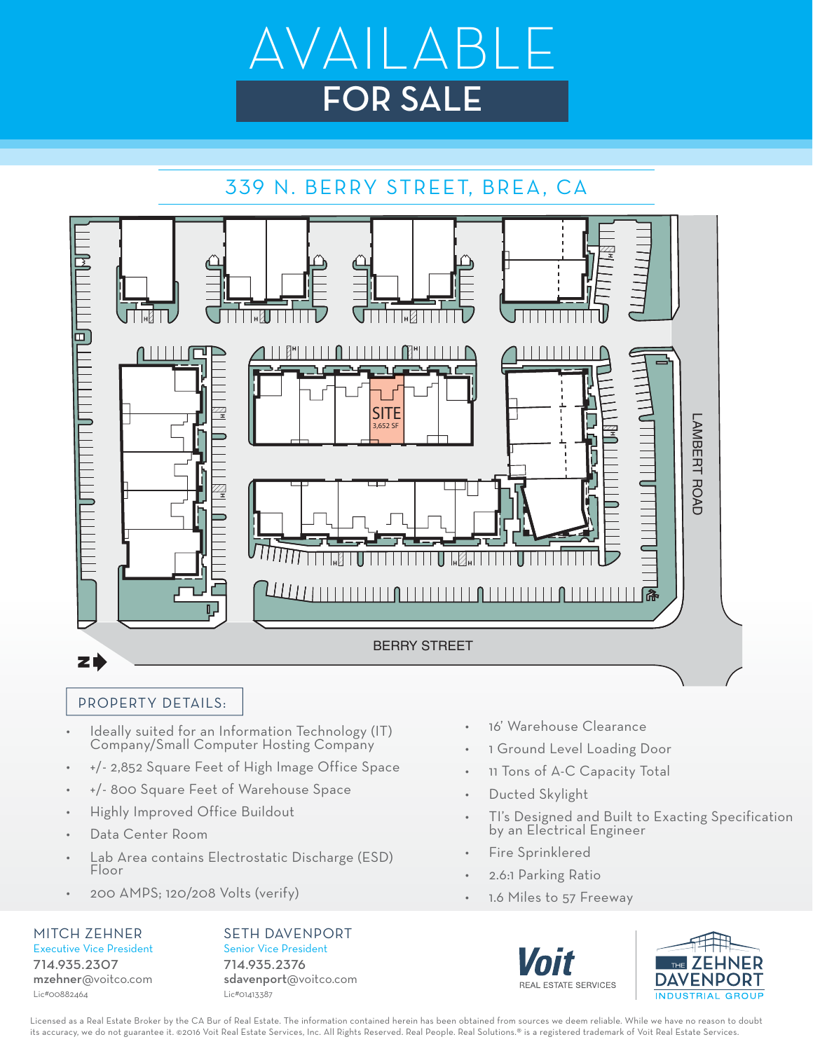# AVAILABLE

## FOR SALE

### 339 N. BERRY STREET, BREA, CA

SITE
3,652 SF

LAMBERT ROAD

BERRY STREET

N

### PROPERTY DETAILS:

- Ideally suited for an Information Technology (IT) Company/Small Computer Hosting Company
- +/- 2,852 Square Feet of High Image Office Space
- +/- 800 Square Feet of Warehouse Space
- Highly Improved Office Buildout
- Data Center Room
- Lab Area contains Electrostatic Discharge (ESD) Floor
- 200 AMPS; 120/208 Volts (verify)
- 16' Warehouse Clearance
- 1 Ground Level Loading Door
- 11 Tons of A-C Capacity Total
- Ducted Skylight
- TI's Designed and Built to Exacting Specification by an Electrical Engineer
- Fire Sprinklered
- 2.6:1 Parking Ratio
- 1.6 Miles to 57 Freeway

**MITCH ZEHNER**
Executive Vice President
714.935.2307
**mzehner**@voitco.com
Lic#00882464

**SETH DAVENPORT**
Senior Vice President
714.935.2376
**sdavenport**@voitco.com
Lic#01413387

Voit REAL ESTATE SERVICES

THE ZEHNER DAVENPORT INDUSTRIAL GROUP

Licensed as a Real Estate Broker by the CA Bur of Real Estate. The information contained herein has been obtained from sources we deem reliable. While we have no reason to doubt its accuracy, we do not guarantee it. ©2016 Voit Real Estate Services, Inc. All Rights Reserved. Real People. Real Solutions.® is a registered trademark of Voit Real Estate Services.